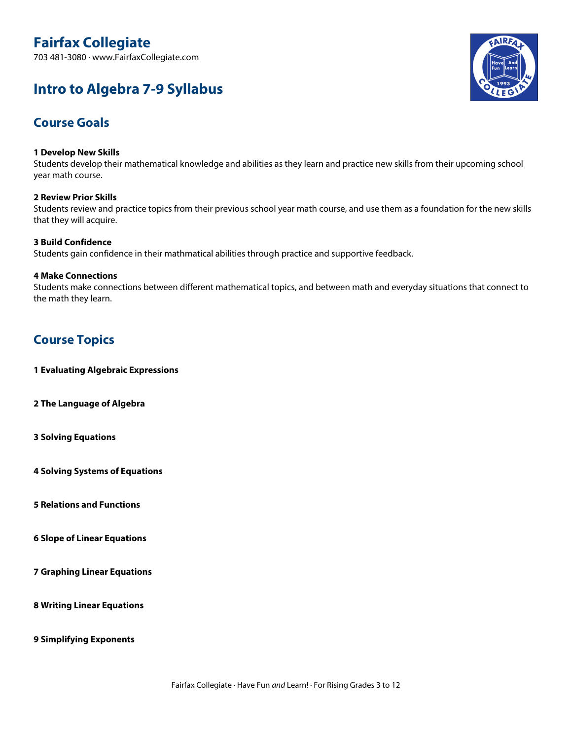# Fairfax Collegiate

703 481-3080 · www.FairfaxCollegiate.com

# Intro to Algebra 7-9 Syllabus

## Course Goals

**1 Develop New Skills**
Students develop their mathematical knowledge and abilities as they learn and practice new skills from their upcoming school year math course.

**2 Review Prior Skills**
Students review and practice topics from their previous school year math course, and use them as a foundation for the new skills that they will acquire.

**3 Build Confidence**
Students gain confidence in their mathmatical abilities through practice and supportive feedback.

**4 Make Connections**
Students make connections between different mathematical topics, and between math and everyday situations that connect to the math they learn.

## Course Topics

**1 Evaluating Algebraic Expressions**

**2 The Language of Algebra**

**3 Solving Equations**

**4 Solving Systems of Equations**

**5 Relations and Functions**

**6 Slope of Linear Equations**

**7 Graphing Linear Equations**

**8 Writing Linear Equations**

**9 Simplifying Exponents**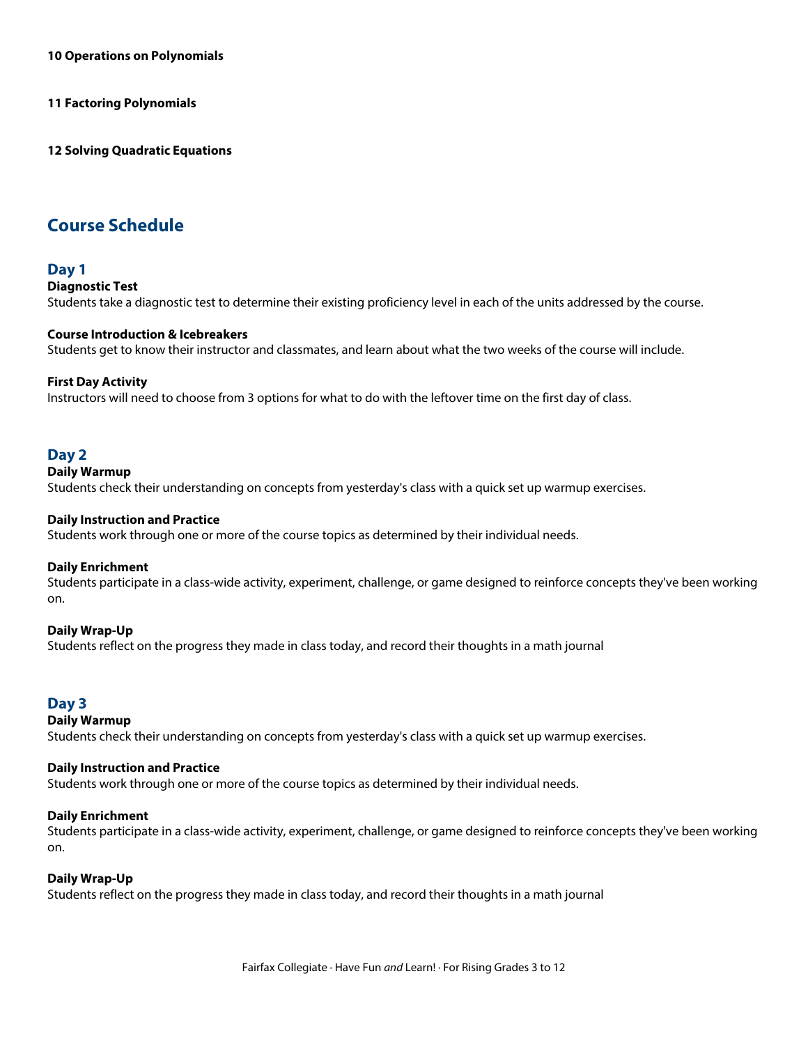**10 Operations on Polynomials**

**11 Factoring Polynomials**

**12 Solving Quadratic Equations**

## Course Schedule

### Day 1

**Diagnostic Test**
Students take a diagnostic test to determine their existing proficiency level in each of the units addressed by the course.

**Course Introduction & Icebreakers**
Students get to know their instructor and classmates, and learn about what the two weeks of the course will include.

**First Day Activity**
Instructors will need to choose from 3 options for what to do with the leftover time on the first day of class.

### Day 2

**Daily Warmup**
Students check their understanding on concepts from yesterday's class with a quick set up warmup exercises.

**Daily Instruction and Practice**
Students work through one or more of the course topics as determined by their individual needs.

**Daily Enrichment**
Students participate in a class-wide activity, experiment, challenge, or game designed to reinforce concepts they've been working on.

**Daily Wrap-Up**
Students reflect on the progress they made in class today, and record their thoughts in a math journal

### Day 3

**Daily Warmup**
Students check their understanding on concepts from yesterday's class with a quick set up warmup exercises.

**Daily Instruction and Practice**
Students work through one or more of the course topics as determined by their individual needs.

**Daily Enrichment**
Students participate in a class-wide activity, experiment, challenge, or game designed to reinforce concepts they've been working on.

**Daily Wrap-Up**
Students reflect on the progress they made in class today, and record their thoughts in a math journal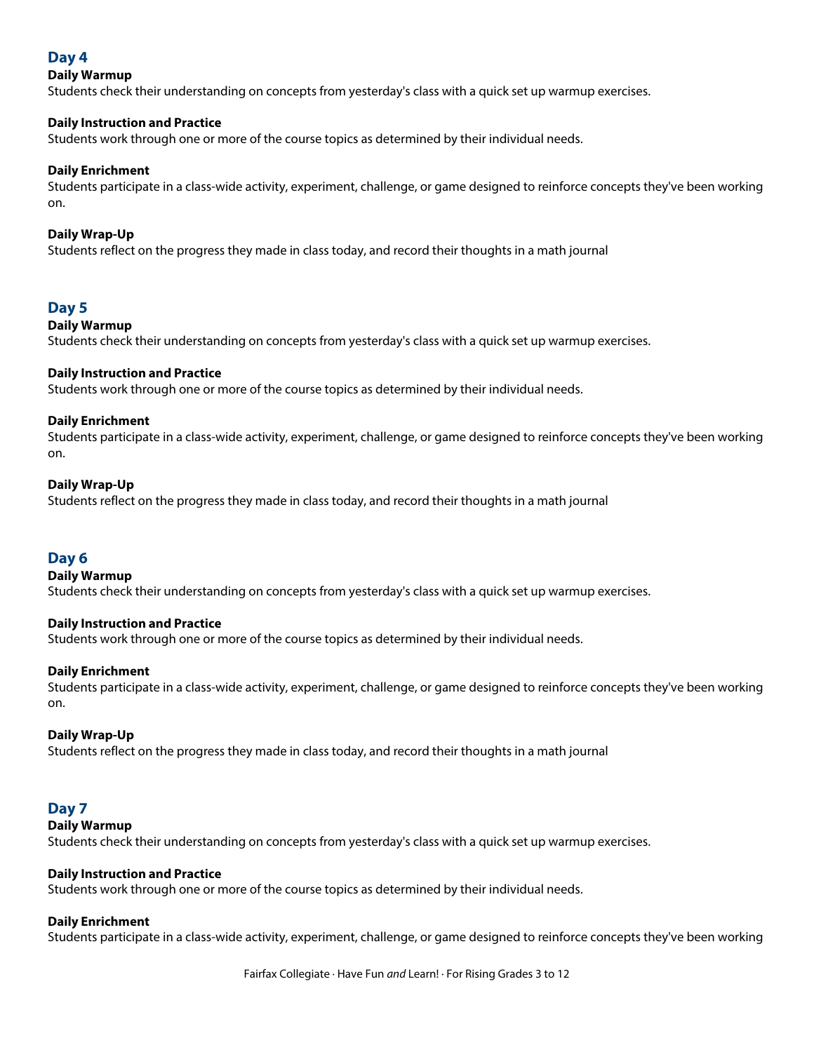## Day 4

**Daily Warmup**
Students check their understanding on concepts from yesterday's class with a quick set up warmup exercises.

**Daily Instruction and Practice**
Students work through one or more of the course topics as determined by their individual needs.

**Daily Enrichment**
Students participate in a class-wide activity, experiment, challenge, or game designed to reinforce concepts they've been working on.

**Daily Wrap-Up**
Students reflect on the progress they made in class today, and record their thoughts in a math journal

## Day 5

**Daily Warmup**
Students check their understanding on concepts from yesterday's class with a quick set up warmup exercises.

**Daily Instruction and Practice**
Students work through one or more of the course topics as determined by their individual needs.

**Daily Enrichment**
Students participate in a class-wide activity, experiment, challenge, or game designed to reinforce concepts they've been working on.

**Daily Wrap-Up**
Students reflect on the progress they made in class today, and record their thoughts in a math journal

## Day 6

**Daily Warmup**
Students check their understanding on concepts from yesterday's class with a quick set up warmup exercises.

**Daily Instruction and Practice**
Students work through one or more of the course topics as determined by their individual needs.

**Daily Enrichment**
Students participate in a class-wide activity, experiment, challenge, or game designed to reinforce concepts they've been working on.

**Daily Wrap-Up**
Students reflect on the progress they made in class today, and record their thoughts in a math journal

## Day 7

**Daily Warmup**
Students check their understanding on concepts from yesterday's class with a quick set up warmup exercises.

**Daily Instruction and Practice**
Students work through one or more of the course topics as determined by their individual needs.

**Daily Enrichment**
Students participate in a class-wide activity, experiment, challenge, or game designed to reinforce concepts they've been working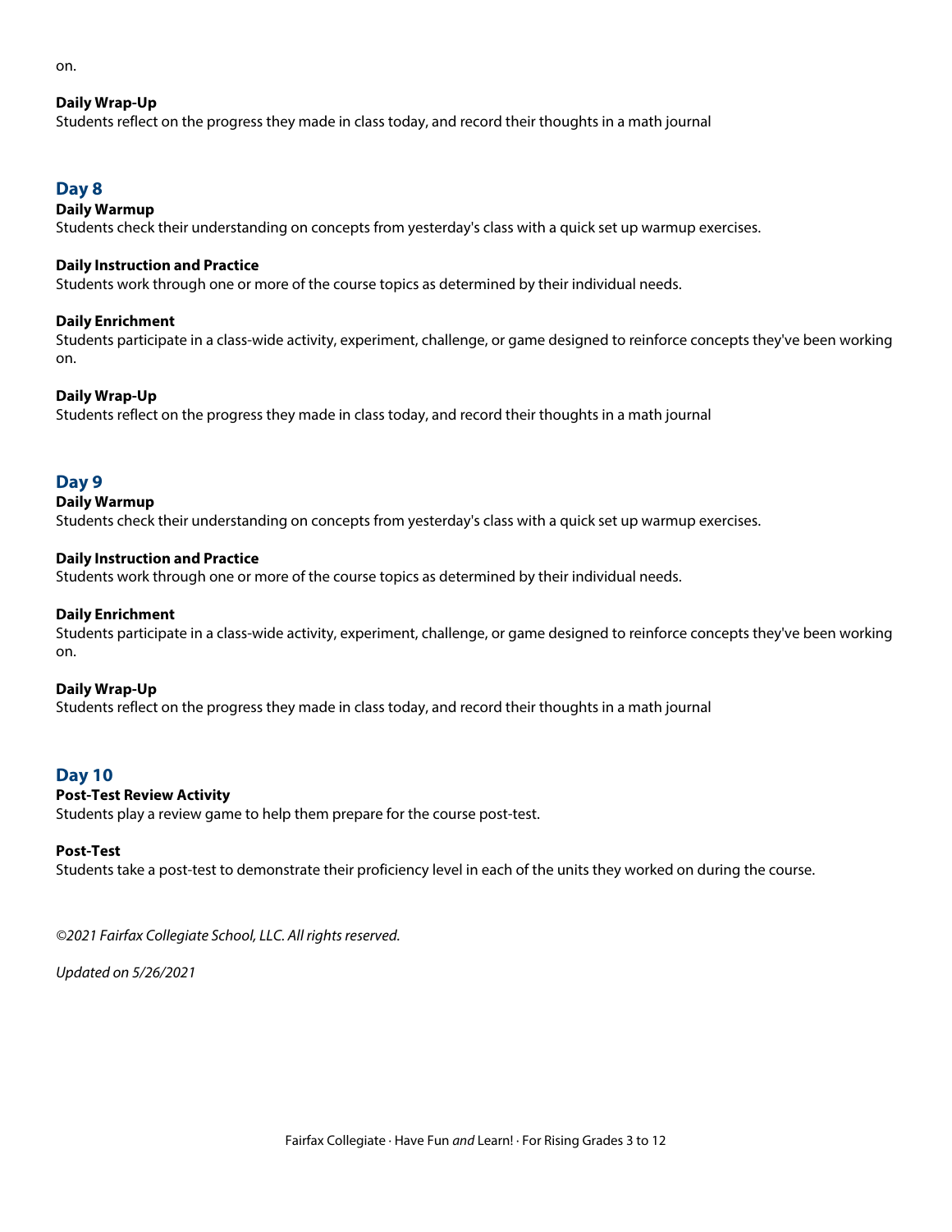on.

**Daily Wrap-Up**
Students reflect on the progress they made in class today, and record their thoughts in a math journal

## Day 8

**Daily Warmup**
Students check their understanding on concepts from yesterday's class with a quick set up warmup exercises.

**Daily Instruction and Practice**
Students work through one or more of the course topics as determined by their individual needs.

**Daily Enrichment**
Students participate in a class-wide activity, experiment, challenge, or game designed to reinforce concepts they've been working on.

**Daily Wrap-Up**
Students reflect on the progress they made in class today, and record their thoughts in a math journal

## Day 9

**Daily Warmup**
Students check their understanding on concepts from yesterday's class with a quick set up warmup exercises.

**Daily Instruction and Practice**
Students work through one or more of the course topics as determined by their individual needs.

**Daily Enrichment**
Students participate in a class-wide activity, experiment, challenge, or game designed to reinforce concepts they've been working on.

**Daily Wrap-Up**
Students reflect on the progress they made in class today, and record their thoughts in a math journal

## Day 10

**Post-Test Review Activity**
Students play a review game to help them prepare for the course post-test.

**Post-Test**
Students take a post-test to demonstrate their proficiency level in each of the units they worked on during the course.

*©2021 Fairfax Collegiate School, LLC. All rights reserved.*

*Updated on 5/26/2021*